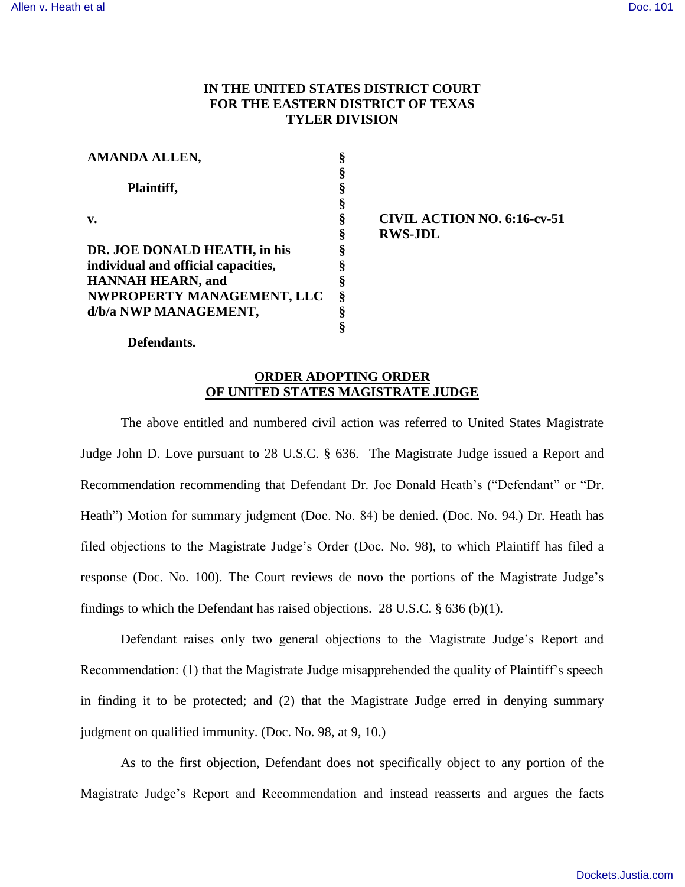**IN THE UNITED STATES DISTRICT COURT**
**FOR THE EASTERN DISTRICT OF TEXAS**
**TYLER DIVISION**

| | | |
|---|---|---|
| **AMANDA ALLEN,** | § | |
| | § | |
| **Plaintiff,** | § | |
| | § | |
| **v.** | § | **CIVIL ACTION NO. 6:16-cv-51** |
| | § | **RWS-JDL** |
| **DR. JOE DONALD HEATH, in his individual and official capacities, HANNAH HEARN, and NWPROPERTY MANAGEMENT, LLC d/b/a NWP MANAGEMENT,** | § | |
| | § | |
| **Defendants.** | | |

## ORDER ADOPTING ORDER OF UNITED STATES MAGISTRATE JUDGE

The above entitled and numbered civil action was referred to United States Magistrate Judge John D. Love pursuant to 28 U.S.C. § 636. The Magistrate Judge issued a Report and Recommendation recommending that Defendant Dr. Joe Donald Heath's ("Defendant" or "Dr. Heath") Motion for summary judgment (Doc. No. 84) be denied. (Doc. No. 94.) Dr. Heath has filed objections to the Magistrate Judge's Order (Doc. No. 98), to which Plaintiff has filed a response (Doc. No. 100). The Court reviews de novo the portions of the Magistrate Judge's findings to which the Defendant has raised objections. 28 U.S.C. § 636 (b)(1).

Defendant raises only two general objections to the Magistrate Judge's Report and Recommendation: (1) that the Magistrate Judge misapprehended the quality of Plaintiff's speech in finding it to be protected; and (2) that the Magistrate Judge erred in denying summary judgment on qualified immunity. (Doc. No. 98, at 9, 10.)

As to the first objection, Defendant does not specifically object to any portion of the Magistrate Judge's Report and Recommendation and instead reasserts and argues the facts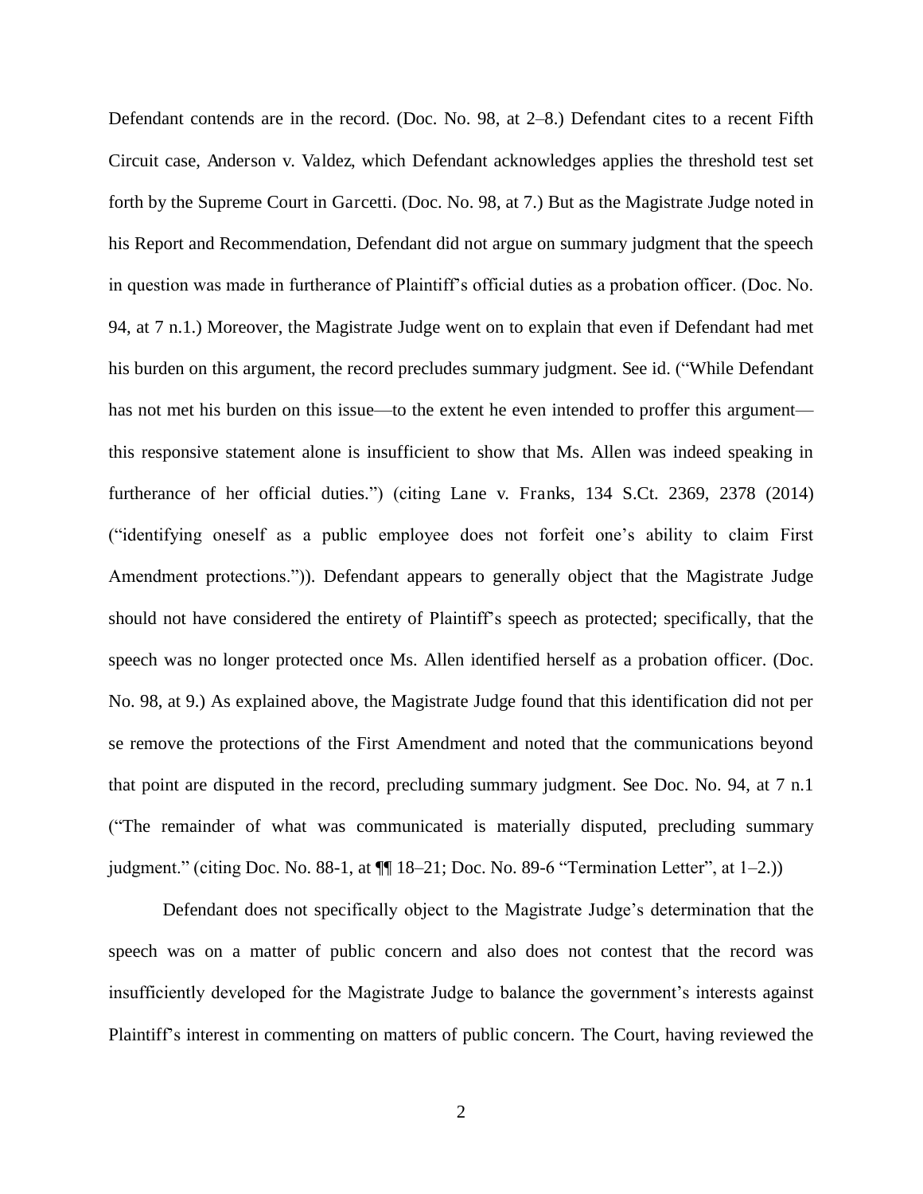Defendant contends are in the record. (Doc. No. 98, at 2–8.) Defendant cites to a recent Fifth Circuit case, Anderson v. Valdez, which Defendant acknowledges applies the threshold test set forth by the Supreme Court in Garcetti. (Doc. No. 98, at 7.) But as the Magistrate Judge noted in his Report and Recommendation, Defendant did not argue on summary judgment that the speech in question was made in furtherance of Plaintiff's official duties as a probation officer. (Doc. No. 94, at 7 n.1.) Moreover, the Magistrate Judge went on to explain that even if Defendant had met his burden on this argument, the record precludes summary judgment. See id. ("While Defendant has not met his burden on this issue—to the extent he even intended to proffer this argument—this responsive statement alone is insufficient to show that Ms. Allen was indeed speaking in furtherance of her official duties.") (citing Lane v. Franks, 134 S.Ct. 2369, 2378 (2014) ("identifying oneself as a public employee does not forfeit one's ability to claim First Amendment protections.")). Defendant appears to generally object that the Magistrate Judge should not have considered the entirety of Plaintiff's speech as protected; specifically, that the speech was no longer protected once Ms. Allen identified herself as a probation officer. (Doc. No. 98, at 9.) As explained above, the Magistrate Judge found that this identification did not per se remove the protections of the First Amendment and noted that the communications beyond that point are disputed in the record, precluding summary judgment. See Doc. No. 94, at 7 n.1 ("The remainder of what was communicated is materially disputed, precluding summary judgment." (citing Doc. No. 88-1, at ¶¶ 18–21; Doc. No. 89-6 "Termination Letter", at 1–2.))

Defendant does not specifically object to the Magistrate Judge's determination that the speech was on a matter of public concern and also does not contest that the record was insufficiently developed for the Magistrate Judge to balance the government's interests against Plaintiff's interest in commenting on matters of public concern. The Court, having reviewed the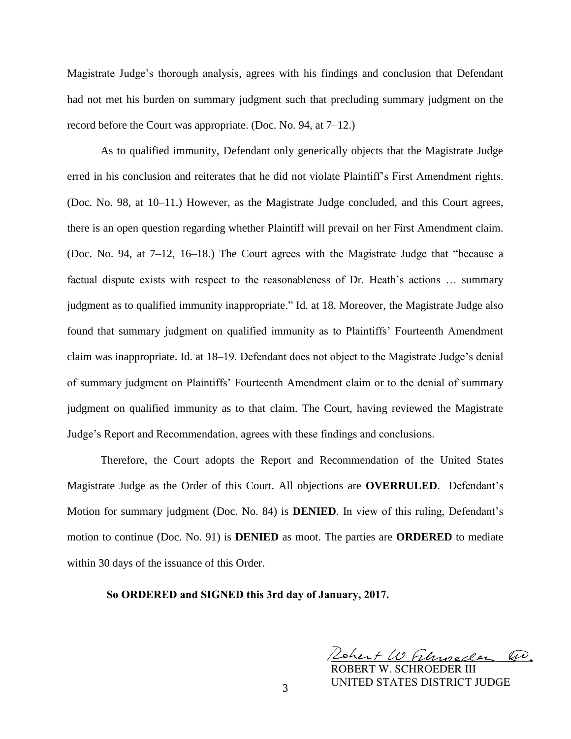Magistrate Judge's thorough analysis, agrees with his findings and conclusion that Defendant had not met his burden on summary judgment such that precluding summary judgment on the record before the Court was appropriate. (Doc. No. 94, at 7–12.)

As to qualified immunity, Defendant only generically objects that the Magistrate Judge erred in his conclusion and reiterates that he did not violate Plaintiff's First Amendment rights. (Doc. No. 98, at 10–11.) However, as the Magistrate Judge concluded, and this Court agrees, there is an open question regarding whether Plaintiff will prevail on her First Amendment claim. (Doc. No. 94, at 7–12, 16–18.) The Court agrees with the Magistrate Judge that "because a factual dispute exists with respect to the reasonableness of Dr. Heath's actions … summary judgment as to qualified immunity inappropriate." Id. at 18. Moreover, the Magistrate Judge also found that summary judgment on qualified immunity as to Plaintiffs' Fourteenth Amendment claim was inappropriate. Id. at 18–19. Defendant does not object to the Magistrate Judge's denial of summary judgment on Plaintiffs' Fourteenth Amendment claim or to the denial of summary judgment on qualified immunity as to that claim. The Court, having reviewed the Magistrate Judge's Report and Recommendation, agrees with these findings and conclusions.

Therefore, the Court adopts the Report and Recommendation of the United States Magistrate Judge as the Order of this Court. All objections are **OVERRULED**. Defendant's Motion for summary judgment (Doc. No. 84) is **DENIED**. In view of this ruling, Defendant's motion to continue (Doc. No. 91) is **DENIED** as moot. The parties are **ORDERED** to mediate within 30 days of the issuance of this Order.

**So ORDERED and SIGNED this 3rd day of January, 2017.**

ROBERT W. SCHROEDER III
UNITED STATES DISTRICT JUDGE